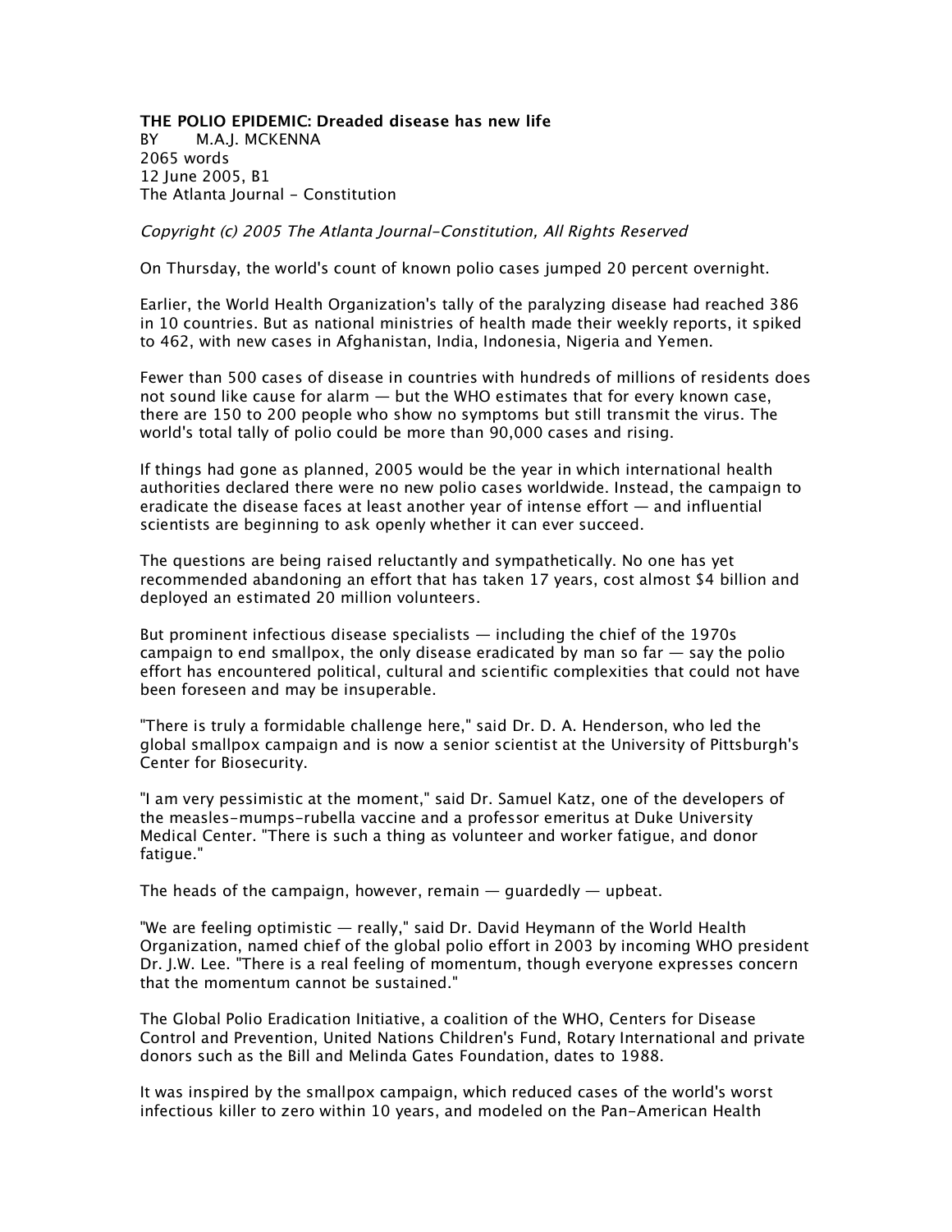**THE POLIO EPIDEMIC: Dreaded disease has new life**
BY M.A.J. MCKENNA
2065 words
12 June 2005, B1
The Atlanta Journal - Constitution

*Copyright (c) 2005 The Atlanta Journal-Constitution, All Rights Reserved*

On Thursday, the world's count of known polio cases jumped 20 percent overnight.

Earlier, the World Health Organization's tally of the paralyzing disease had reached 386 in 10 countries. But as national ministries of health made their weekly reports, it spiked to 462, with new cases in Afghanistan, India, Indonesia, Nigeria and Yemen.

Fewer than 500 cases of disease in countries with hundreds of millions of residents does not sound like cause for alarm — but the WHO estimates that for every known case, there are 150 to 200 people who show no symptoms but still transmit the virus. The world's total tally of polio could be more than 90,000 cases and rising.

If things had gone as planned, 2005 would be the year in which international health authorities declared there were no new polio cases worldwide. Instead, the campaign to eradicate the disease faces at least another year of intense effort — and influential scientists are beginning to ask openly whether it can ever succeed.

The questions are being raised reluctantly and sympathetically. No one has yet recommended abandoning an effort that has taken 17 years, cost almost $4 billion and deployed an estimated 20 million volunteers.

But prominent infectious disease specialists — including the chief of the 1970s campaign to end smallpox, the only disease eradicated by man so far — say the polio effort has encountered political, cultural and scientific complexities that could not have been foreseen and may be insuperable.

"There is truly a formidable challenge here," said Dr. D. A. Henderson, who led the global smallpox campaign and is now a senior scientist at the University of Pittsburgh's Center for Biosecurity.

"I am very pessimistic at the moment," said Dr. Samuel Katz, one of the developers of the measles-mumps-rubella vaccine and a professor emeritus at Duke University Medical Center. "There is such a thing as volunteer and worker fatigue, and donor fatigue."

The heads of the campaign, however, remain — guardedly — upbeat.

"We are feeling optimistic — really," said Dr. David Heymann of the World Health Organization, named chief of the global polio effort in 2003 by incoming WHO president Dr. J.W. Lee. "There is a real feeling of momentum, though everyone expresses concern that the momentum cannot be sustained."

The Global Polio Eradication Initiative, a coalition of the WHO, Centers for Disease Control and Prevention, United Nations Children's Fund, Rotary International and private donors such as the Bill and Melinda Gates Foundation, dates to 1988.

It was inspired by the smallpox campaign, which reduced cases of the world's worst infectious killer to zero within 10 years, and modeled on the Pan-American Health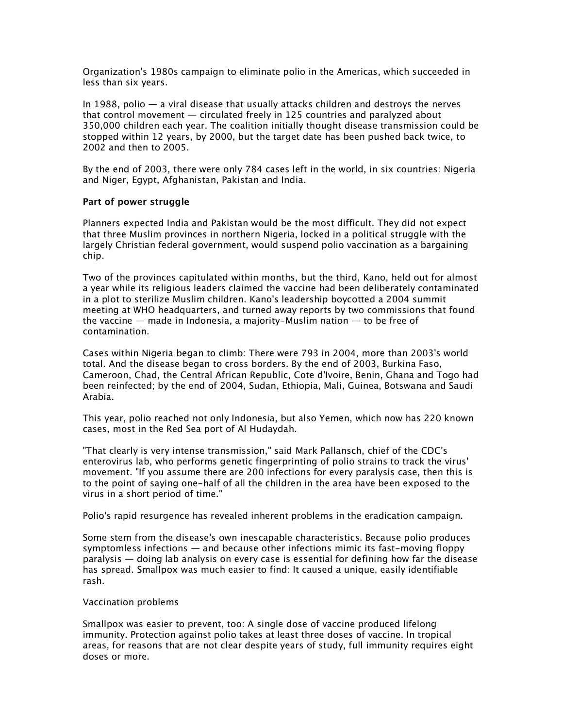Organization's 1980s campaign to eliminate polio in the Americas, which succeeded in less than six years.

In 1988, polio — a viral disease that usually attacks children and destroys the nerves that control movement — circulated freely in 125 countries and paralyzed about 350,000 children each year. The coalition initially thought disease transmission could be stopped within 12 years, by 2000, but the target date has been pushed back twice, to 2002 and then to 2005.

By the end of 2003, there were only 784 cases left in the world, in six countries: Nigeria and Niger, Egypt, Afghanistan, Pakistan and India.

**Part of power struggle**

Planners expected India and Pakistan would be the most difficult. They did not expect that three Muslim provinces in northern Nigeria, locked in a political struggle with the largely Christian federal government, would suspend polio vaccination as a bargaining chip.

Two of the provinces capitulated within months, but the third, Kano, held out for almost a year while its religious leaders claimed the vaccine had been deliberately contaminated in a plot to sterilize Muslim children. Kano's leadership boycotted a 2004 summit meeting at WHO headquarters, and turned away reports by two commissions that found the vaccine — made in Indonesia, a majority-Muslim nation — to be free of contamination.

Cases within Nigeria began to climb: There were 793 in 2004, more than 2003's world total. And the disease began to cross borders. By the end of 2003, Burkina Faso, Cameroon, Chad, the Central African Republic, Cote d'Ivoire, Benin, Ghana and Togo had been reinfected; by the end of 2004, Sudan, Ethiopia, Mali, Guinea, Botswana and Saudi Arabia.

This year, polio reached not only Indonesia, but also Yemen, which now has 220 known cases, most in the Red Sea port of Al Hudaydah.

"That clearly is very intense transmission," said Mark Pallansch, chief of the CDC's enterovirus lab, who performs genetic fingerprinting of polio strains to track the virus' movement. "If you assume there are 200 infections for every paralysis case, then this is to the point of saying one-half of all the children in the area have been exposed to the virus in a short period of time."

Polio's rapid resurgence has revealed inherent problems in the eradication campaign.

Some stem from the disease's own inescapable characteristics. Because polio produces symptomless infections — and because other infections mimic its fast-moving floppy paralysis — doing lab analysis on every case is essential for defining how far the disease has spread. Smallpox was much easier to find: It caused a unique, easily identifiable rash.

Vaccination problems

Smallpox was easier to prevent, too: A single dose of vaccine produced lifelong immunity. Protection against polio takes at least three doses of vaccine. In tropical areas, for reasons that are not clear despite years of study, full immunity requires eight doses or more.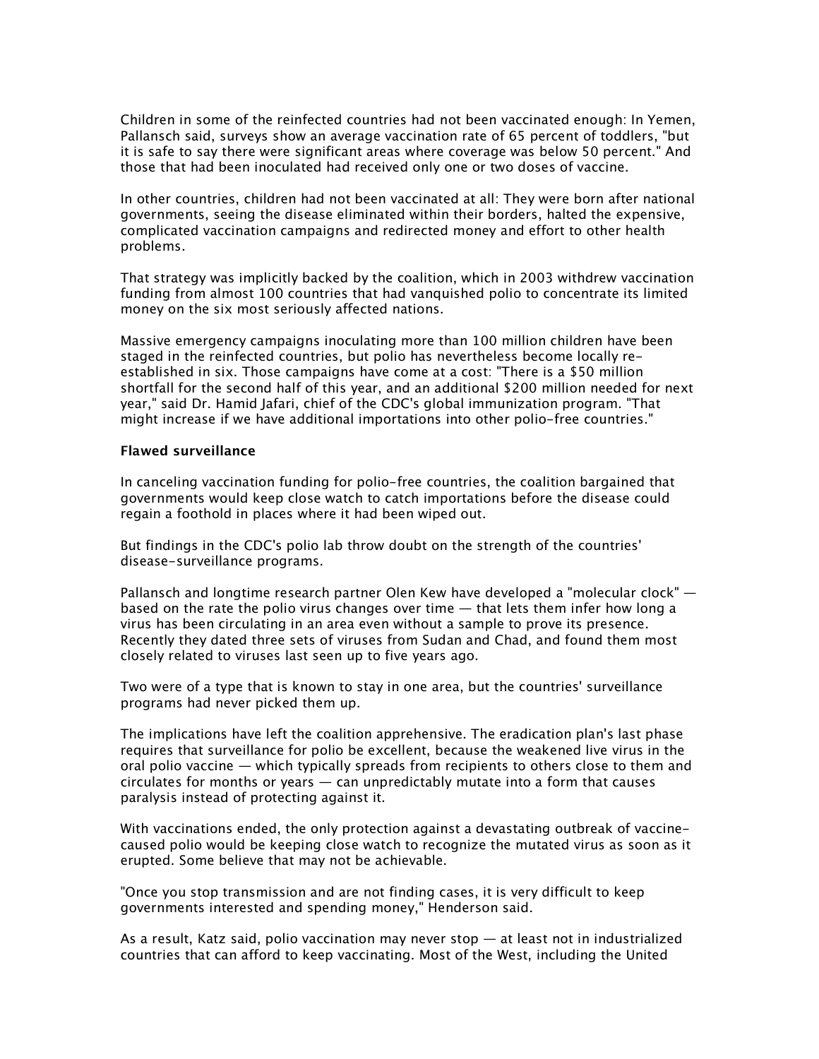Children in some of the reinfected countries had not been vaccinated enough: In Yemen, Pallansch said, surveys show an average vaccination rate of 65 percent of toddlers, "but it is safe to say there were significant areas where coverage was below 50 percent." And those that had been inoculated had received only one or two doses of vaccine.

In other countries, children had not been vaccinated at all: They were born after national governments, seeing the disease eliminated within their borders, halted the expensive, complicated vaccination campaigns and redirected money and effort to other health problems.

That strategy was implicitly backed by the coalition, which in 2003 withdrew vaccination funding from almost 100 countries that had vanquished polio to concentrate its limited money on the six most seriously affected nations.

Massive emergency campaigns inoculating more than 100 million children have been staged in the reinfected countries, but polio has nevertheless become locally re-established in six. Those campaigns have come at a cost: "There is a $50 million shortfall for the second half of this year, and an additional $200 million needed for next year," said Dr. Hamid Jafari, chief of the CDC's global immunization program. "That might increase if we have additional importations into other polio-free countries."

**Flawed surveillance**

In canceling vaccination funding for polio-free countries, the coalition bargained that governments would keep close watch to catch importations before the disease could regain a foothold in places where it had been wiped out.

But findings in the CDC's polio lab throw doubt on the strength of the countries' disease-surveillance programs.

Pallansch and longtime research partner Olen Kew have developed a "molecular clock" — based on the rate the polio virus changes over time — that lets them infer how long a virus has been circulating in an area even without a sample to prove its presence. Recently they dated three sets of viruses from Sudan and Chad, and found them most closely related to viruses last seen up to five years ago.

Two were of a type that is known to stay in one area, but the countries' surveillance programs had never picked them up.

The implications have left the coalition apprehensive. The eradication plan's last phase requires that surveillance for polio be excellent, because the weakened live virus in the oral polio vaccine — which typically spreads from recipients to others close to them and circulates for months or years — can unpredictably mutate into a form that causes paralysis instead of protecting against it.

With vaccinations ended, the only protection against a devastating outbreak of vaccine-caused polio would be keeping close watch to recognize the mutated virus as soon as it erupted. Some believe that may not be achievable.

"Once you stop transmission and are not finding cases, it is very difficult to keep governments interested and spending money," Henderson said.

As a result, Katz said, polio vaccination may never stop — at least not in industrialized countries that can afford to keep vaccinating. Most of the West, including the United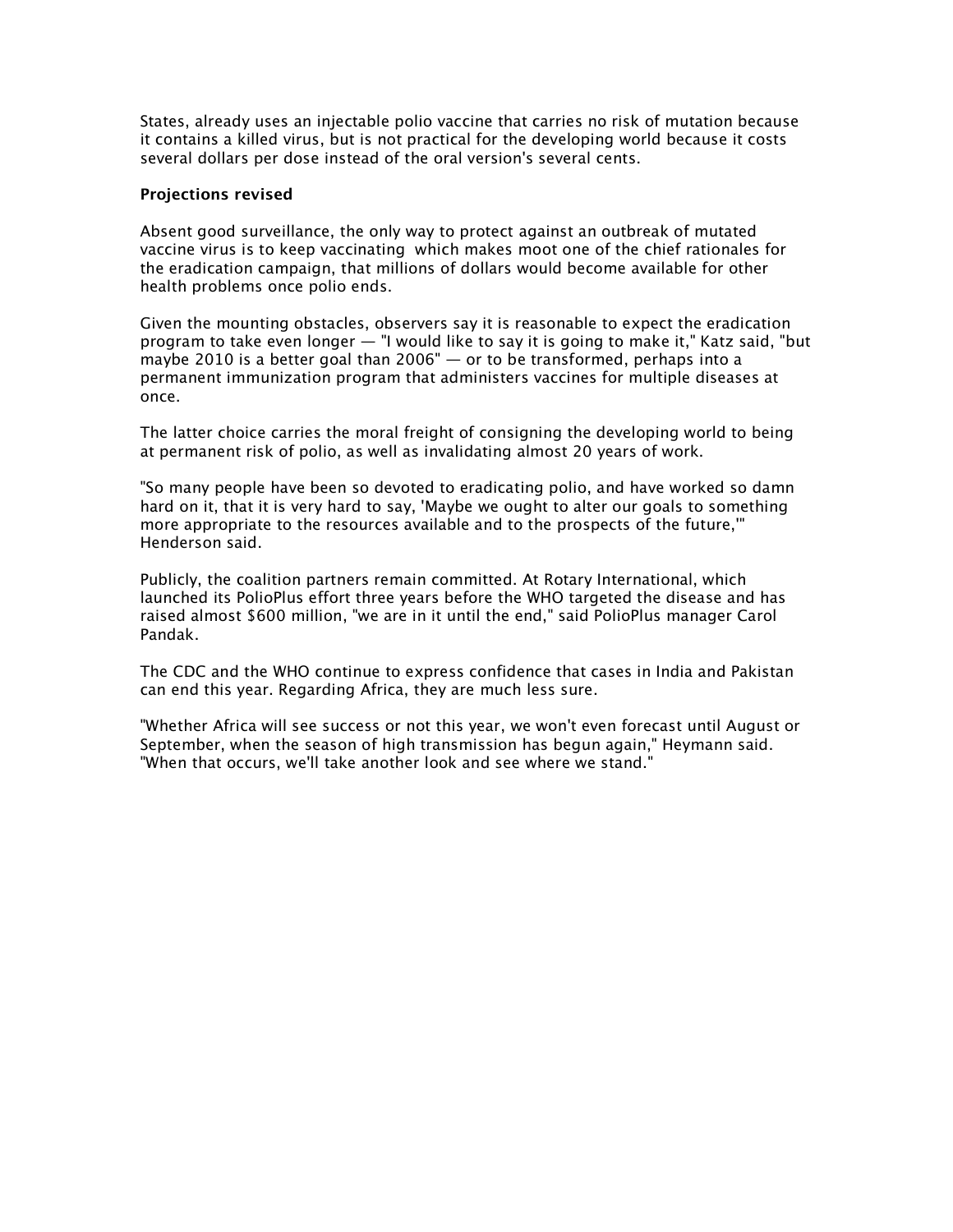States, already uses an injectable polio vaccine that carries no risk of mutation because it contains a killed virus, but is not practical for the developing world because it costs several dollars per dose instead of the oral version's several cents.

**Projections revised**

Absent good surveillance, the only way to protect against an outbreak of mutated vaccine virus is to keep vaccinating  which makes moot one of the chief rationales for the eradication campaign, that millions of dollars would become available for other health problems once polio ends.

Given the mounting obstacles, observers say it is reasonable to expect the eradication program to take even longer — "I would like to say it is going to make it," Katz said, "but maybe 2010 is a better goal than 2006" — or to be transformed, perhaps into a permanent immunization program that administers vaccines for multiple diseases at once.

The latter choice carries the moral freight of consigning the developing world to being at permanent risk of polio, as well as invalidating almost 20 years of work.

"So many people have been so devoted to eradicating polio, and have worked so damn hard on it, that it is very hard to say, 'Maybe we ought to alter our goals to something more appropriate to the resources available and to the prospects of the future,'" Henderson said.

Publicly, the coalition partners remain committed. At Rotary International, which launched its PolioPlus effort three years before the WHO targeted the disease and has raised almost $600 million, "we are in it until the end," said PolioPlus manager Carol Pandak.

The CDC and the WHO continue to express confidence that cases in India and Pakistan can end this year. Regarding Africa, they are much less sure.

"Whether Africa will see success or not this year, we won't even forecast until August or September, when the season of high transmission has begun again," Heymann said. "When that occurs, we'll take another look and see where we stand."